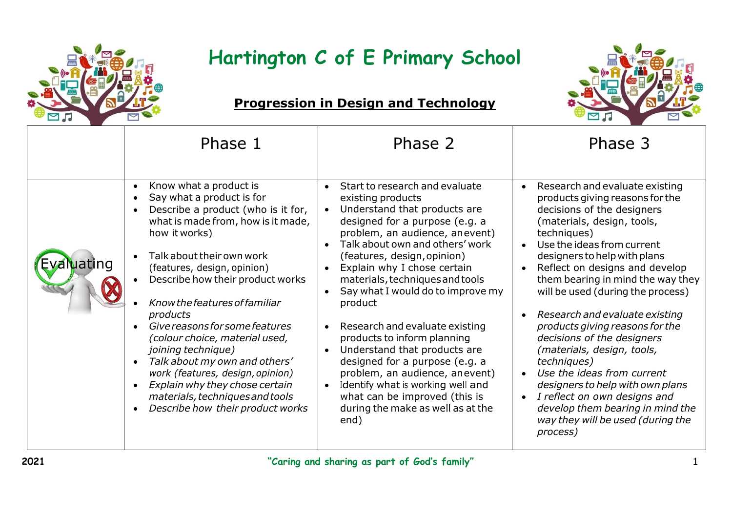# Hartington C of E Primary School

## Progression in Design and Technology

| | Phase 1 | Phase 2 | Phase 3 |
|---|---|---|---|
| Evaluating | • Know what a product is<br>• Say what a product is for<br>• Describe a product (who is it for, what is made from, how is it made, how it works)<br><br>• Talk about their own work (features, design, opinion)<br>• Describe how their product works<br><br>• *Know the features of familiar products*<br>• *Give reasons for some features (colour choice, material used, joining technique)*<br>• *Talk about my own and others' work (features, design, opinion)*<br>• *Explain why they chose certain materials, techniques and tools*<br>• *Describe how their product works* | • Start to research and evaluate existing products<br>• Understand that products are designed for a purpose (e.g. a problem, an audience, an event)<br>• Talk about own and others' work (features, design, opinion)<br>• Explain why I chose certain materials, techniques and tools<br>• Say what I would do to improve my product<br><br>• Research and evaluate existing products to inform planning<br>• Understand that products are designed for a purpose (e.g. a problem, an audience, an event)<br>• Identify what is working well and what can be improved (this is during the make as well as at the end) | • Research and evaluate existing products giving reasons for the decisions of the designers (materials, design, tools, techniques)<br>• Use the ideas from current designers to help with plans<br>• Reflect on designs and develop them bearing in mind the way they will be used (during the process)<br><br>• *Research and evaluate existing products giving reasons for the decisions of the designers (materials, design, tools, techniques)*<br>• *Use the ideas from current designers to help with own plans*<br>• *I reflect on own designs and develop them bearing in mind the way they will be used (during the process)* |

2021 "Caring and sharing as part of God's family"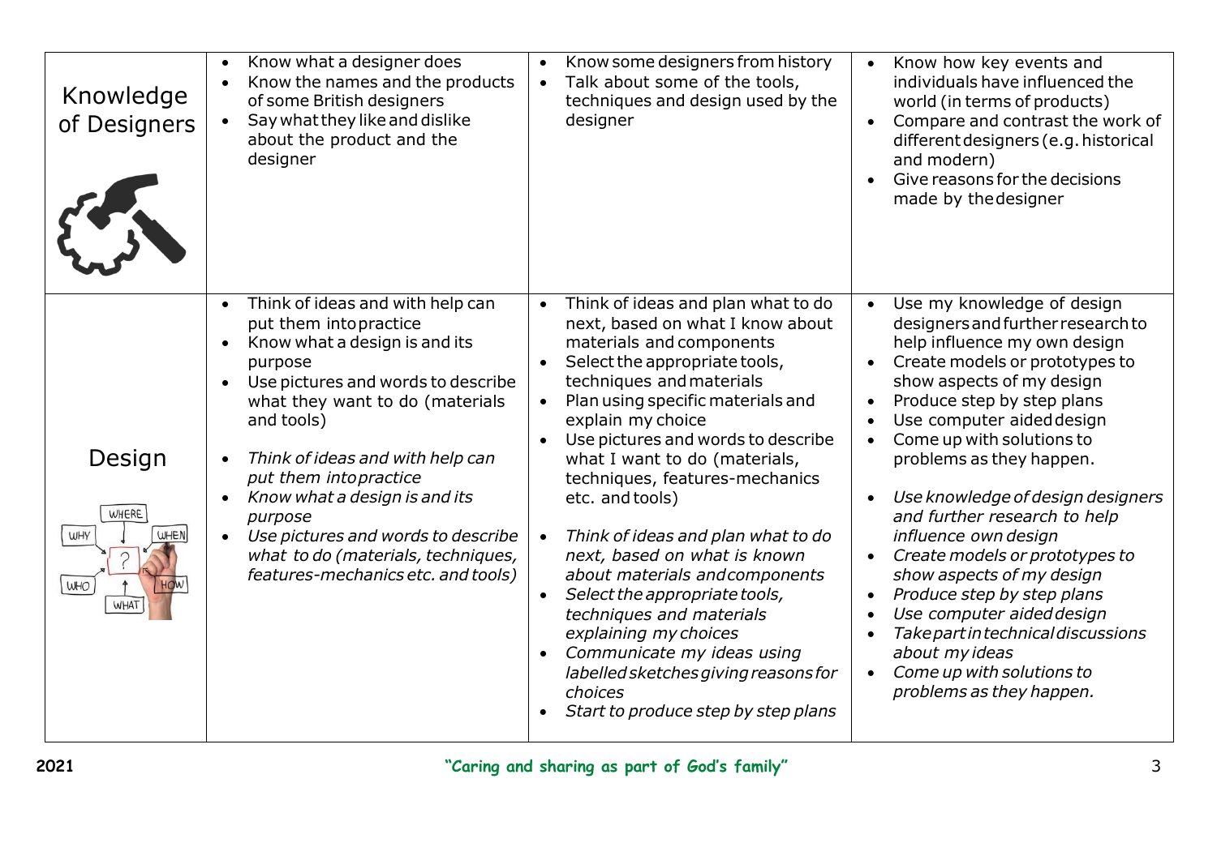| | | | |
|---|---|---|---|
| Knowledge of Designers | • Know what a designer does<br>• Know the names and the products of some British designers<br>• Say what they like and dislike about the product and the designer | • Know some designers from history<br>• Talk about some of the tools, techniques and design used by the designer | • Know how key events and individuals have influenced the world (in terms of products)<br>• Compare and contrast the work of different designers (e.g. historical and modern)<br>• Give reasons for the decisions made by the designer |
| Design | • Think of ideas and with help can put them into practice<br>• Know what a design is and its purpose<br>• Use pictures and words to describe what they want to do (materials and tools)<br><br>• *Think of ideas and with help can put them into practice*<br>• *Know what a design is and its purpose*<br>• *Use pictures and words to describe what to do (materials, techniques, features-mechanics etc. and tools)* | • Think of ideas and plan what to do next, based on what I know about materials and components<br>• Select the appropriate tools, techniques and materials<br>• Plan using specific materials and explain my choice<br>• Use pictures and words to describe what I want to do (materials, techniques, features-mechanics etc. and tools)<br><br>• *Think of ideas and plan what to do next, based on what is known about materials and components*<br>• *Select the appropriate tools, techniques and materials explaining my choices*<br>• *Communicate my ideas using labelled sketches giving reasons for choices*<br>• *Start to produce step by step plans* | • Use my knowledge of design designers and further research to help influence my own design<br>• Create models or prototypes to show aspects of my design<br>• Produce step by step plans<br>• Use computer aided design<br>• Come up with solutions to problems as they happen.<br><br>• *Use knowledge of design designers and further research to help influence own design*<br>• *Create models or prototypes to show aspects of my design*<br>• *Produce step by step plans*<br>• *Use computer aided design*<br>• *Take part in technical discussions about my ideas*<br>• *Come up with solutions to problems as they happen.* |

2021 **"Caring and sharing as part of God's family"**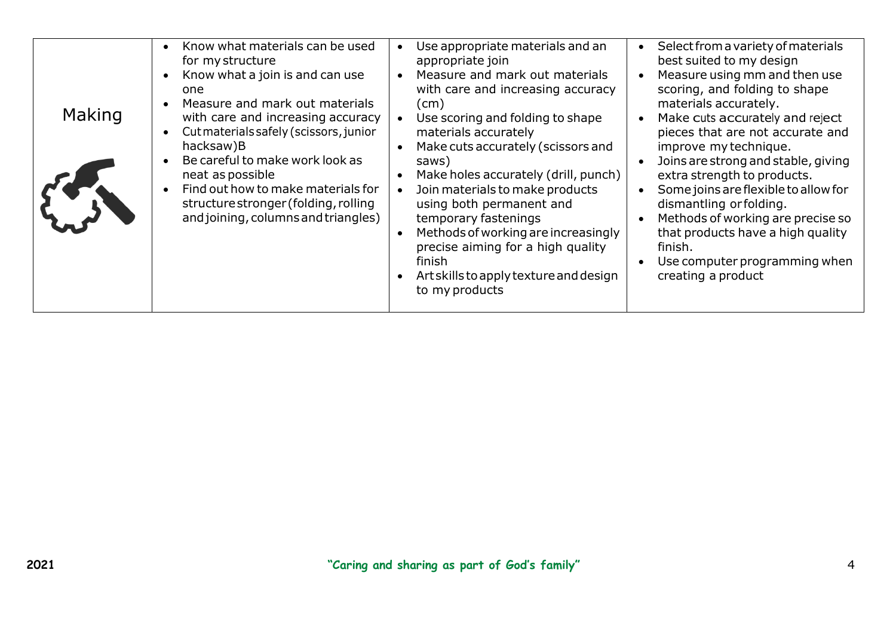| | | | |
|---|---|---|---|
| Making | • Know what materials can be used for my structure<br>• Know what a join is and can use one<br>• Measure and mark out materials with care and increasing accuracy<br>• Cut materials safely (scissors, junior hacksaw)B<br>• Be careful to make work look as neat as possible<br>• Find out how to make materials for structure stronger (folding, rolling and joining, columns and triangles) | • Use appropriate materials and an appropriate join<br>• Measure and mark out materials with care and increasing accuracy (cm)<br>• Use scoring and folding to shape materials accurately<br>• Make cuts accurately (scissors and saws)<br>• Make holes accurately (drill, punch)<br>• Join materials to make products using both permanent and temporary fastenings<br>• Methods of working are increasingly precise aiming for a high quality finish<br>• Art skills to apply texture and design to my products | • Select from a variety of materials best suited to my design<br>• Measure using mm and then use scoring, and folding to shape materials accurately.<br>• Make cuts accurately and reject pieces that are not accurate and improve my technique.<br>• Joins are strong and stable, giving extra strength to products.<br>• Some joins are flexible to allow for dismantling or folding.<br>• Methods of working are precise so that products have a high quality finish.<br>• Use computer programming when creating a product |

2021 "Caring and sharing as part of God's family"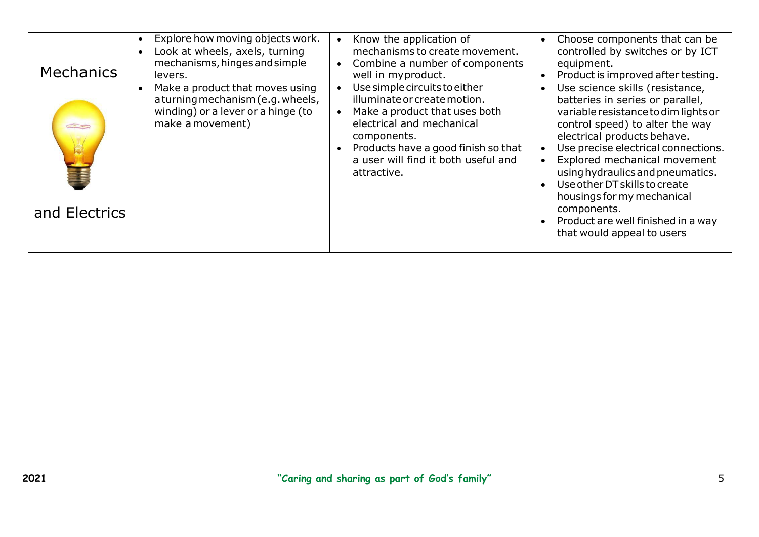| Mechanics and Electrics | • Explore how moving objects work.<br>• Look at wheels, axels, turning mechanisms, hinges and simple levers.<br>• Make a product that moves using a turning mechanism (e.g. wheels, winding) or a lever or a hinge (to make a movement) | • Know the application of mechanisms to create movement.<br>• Combine a number of components well in my product.<br>• Use simple circuits to either illuminate or create motion.<br>• Make a product that uses both electrical and mechanical components.<br>• Products have a good finish so that a user will find it both useful and attractive. | • Choose components that can be controlled by switches or by ICT equipment.<br>• Product is improved after testing.<br>• Use science skills (resistance, batteries in series or parallel, variable resistance to dim lights or control speed) to alter the way electrical products behave.<br>• Use precise electrical connections.<br>• Explored mechanical movement using hydraulics and pneumatics.<br>• Use other DT skills to create housings for my mechanical components.<br>• Product are well finished in a way that would appeal to users |
|---|---|---|---|

2021 **"Caring and sharing as part of God's family"**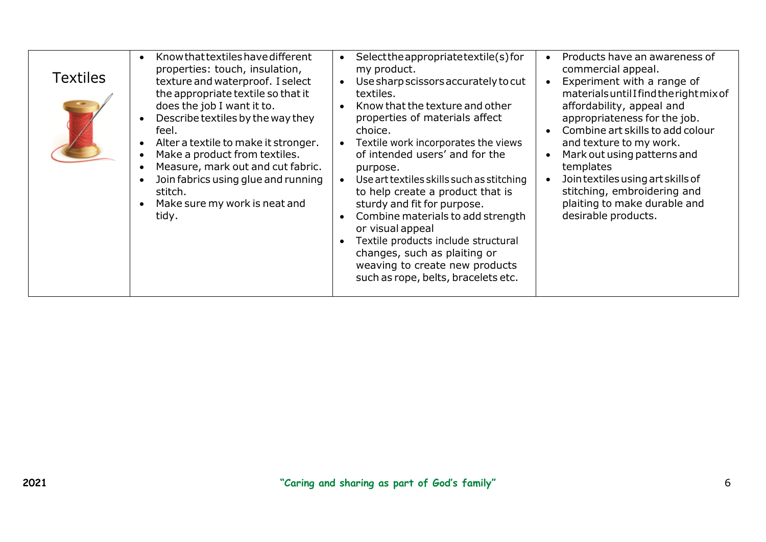| Textiles | • Know that textiles have different properties: touch, insulation, texture and waterproof. I select the appropriate textile so that it does the job I want it to.<br>• Describe textiles by the way they feel.<br>• Alter a textile to make it stronger.<br>• Make a product from textiles.<br>• Measure, mark out and cut fabric.<br>• Join fabrics using glue and running stitch.<br>• Make sure my work is neat and tidy. | • Select the appropriate textile(s) for my product.<br>• Use sharp scissors accurately to cut textiles.<br>• Know that the texture and other properties of materials affect choice.<br>• Textile work incorporates the views of intended users' and for the purpose.<br>• Use art textiles skills such as stitching to help create a product that is sturdy and fit for purpose.<br>• Combine materials to add strength or visual appeal<br>• Textile products include structural changes, such as plaiting or weaving to create new products such as rope, belts, bracelets etc. | • Products have an awareness of commercial appeal.<br>• Experiment with a range of materials until I find the right mix of affordability, appeal and appropriateness for the job.<br>• Combine art skills to add colour and texture to my work.<br>• Mark out using patterns and templates<br>• Join textiles using art skills of stitching, embroidering and plaiting to make durable and desirable products. |
|---|---|---|---|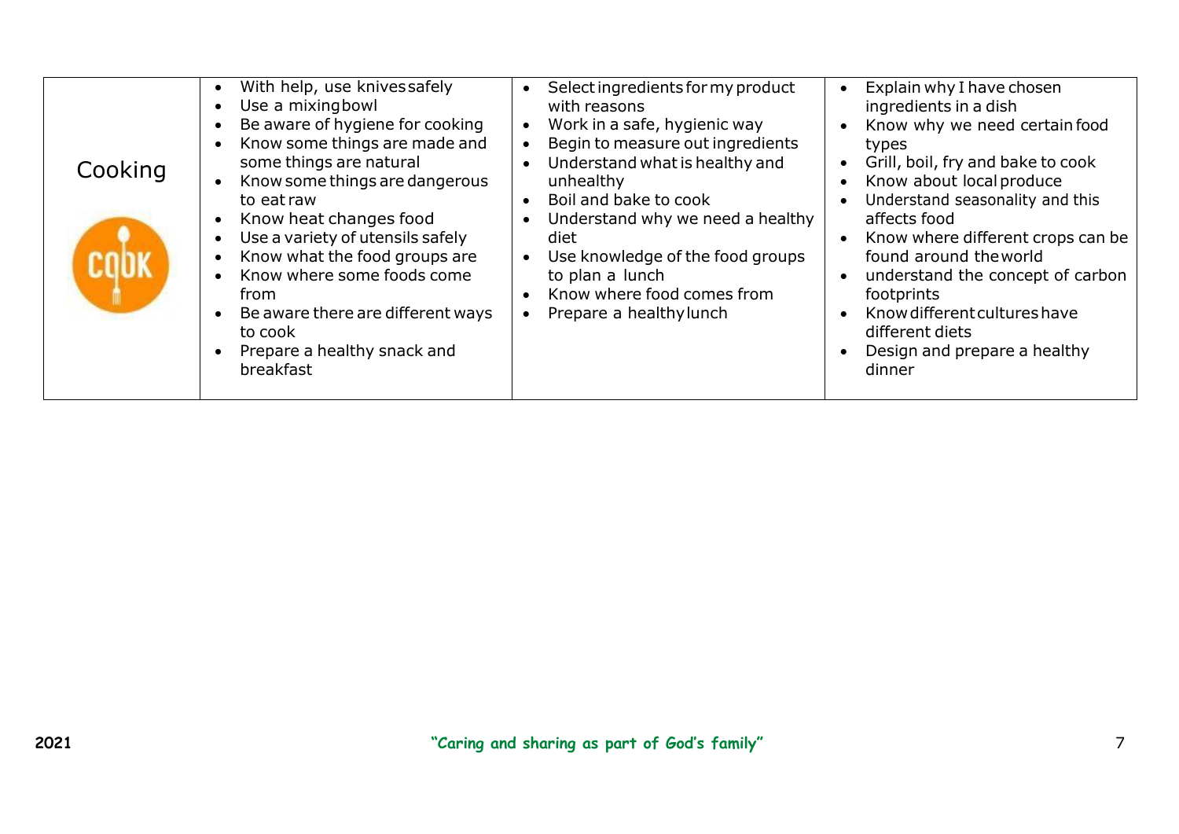| | | | |
|---|---|---|---|
| Cooking | • With help, use knives safely<br>• Use a mixing bowl<br>• Be aware of hygiene for cooking<br>• Know some things are made and some things are natural<br>• Know some things are dangerous to eat raw<br>• Know heat changes food<br>• Use a variety of utensils safely<br>• Know what the food groups are<br>• Know where some foods come from<br>• Be aware there are different ways to cook<br>• Prepare a healthy snack and breakfast | • Select ingredients for my product with reasons<br>• Work in a safe, hygienic way<br>• Begin to measure out ingredients<br>• Understand what is healthy and unhealthy<br>• Boil and bake to cook<br>• Understand why we need a healthy diet<br>• Use knowledge of the food groups to plan a lunch<br>• Know where food comes from<br>• Prepare a healthy lunch | • Explain why I have chosen ingredients in a dish<br>• Know why we need certain food types<br>• Grill, boil, fry and bake to cook<br>• Know about local produce<br>• Understand seasonality and this affects food<br>• Know where different crops can be found around the world<br>• understand the concept of carbon footprints<br>• Know different cultures have different diets<br>• Design and prepare a healthy dinner |